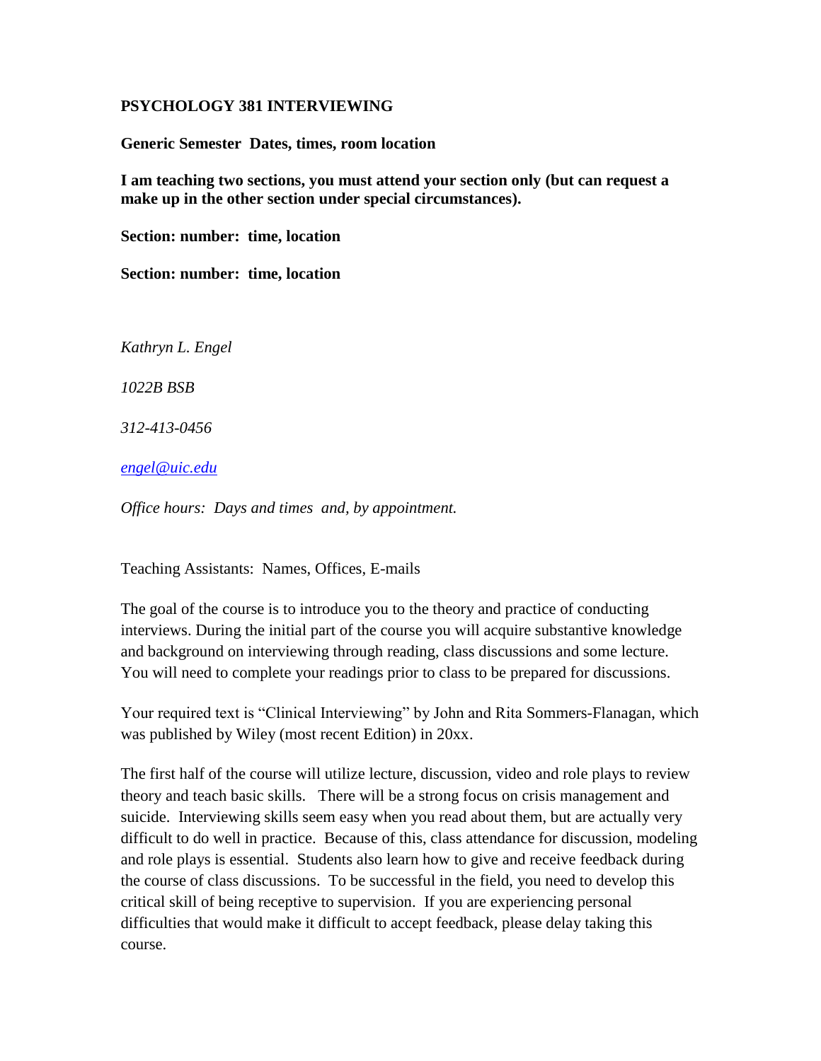# PSYCHOLOGY 381 INTERVIEWING

**Generic Semester Dates, times, room location**

**I am teaching two sections, you must attend your section only (but can request a make up in the other section under special circumstances).**

**Section: number: time, location**

**Section: number: time, location**

*Kathryn L. Engel*

*1022B BSB*

*312-413-0456*

*engel@uic.edu*

*Office hours: Days and times and, by appointment.*

Teaching Assistants: Names, Offices, E-mails

The goal of the course is to introduce you to the theory and practice of conducting interviews. During the initial part of the course you will acquire substantive knowledge and background on interviewing through reading, class discussions and some lecture. You will need to complete your readings prior to class to be prepared for discussions.

Your required text is "Clinical Interviewing" by John and Rita Sommers-Flanagan, which was published by Wiley (most recent Edition) in 20xx.

The first half of the course will utilize lecture, discussion, video and role plays to review theory and teach basic skills. There will be a strong focus on crisis management and suicide. Interviewing skills seem easy when you read about them, but are actually very difficult to do well in practice. Because of this, class attendance for discussion, modeling and role plays is essential. Students also learn how to give and receive feedback during the course of class discussions. To be successful in the field, you need to develop this critical skill of being receptive to supervision. If you are experiencing personal difficulties that would make it difficult to accept feedback, please delay taking this course.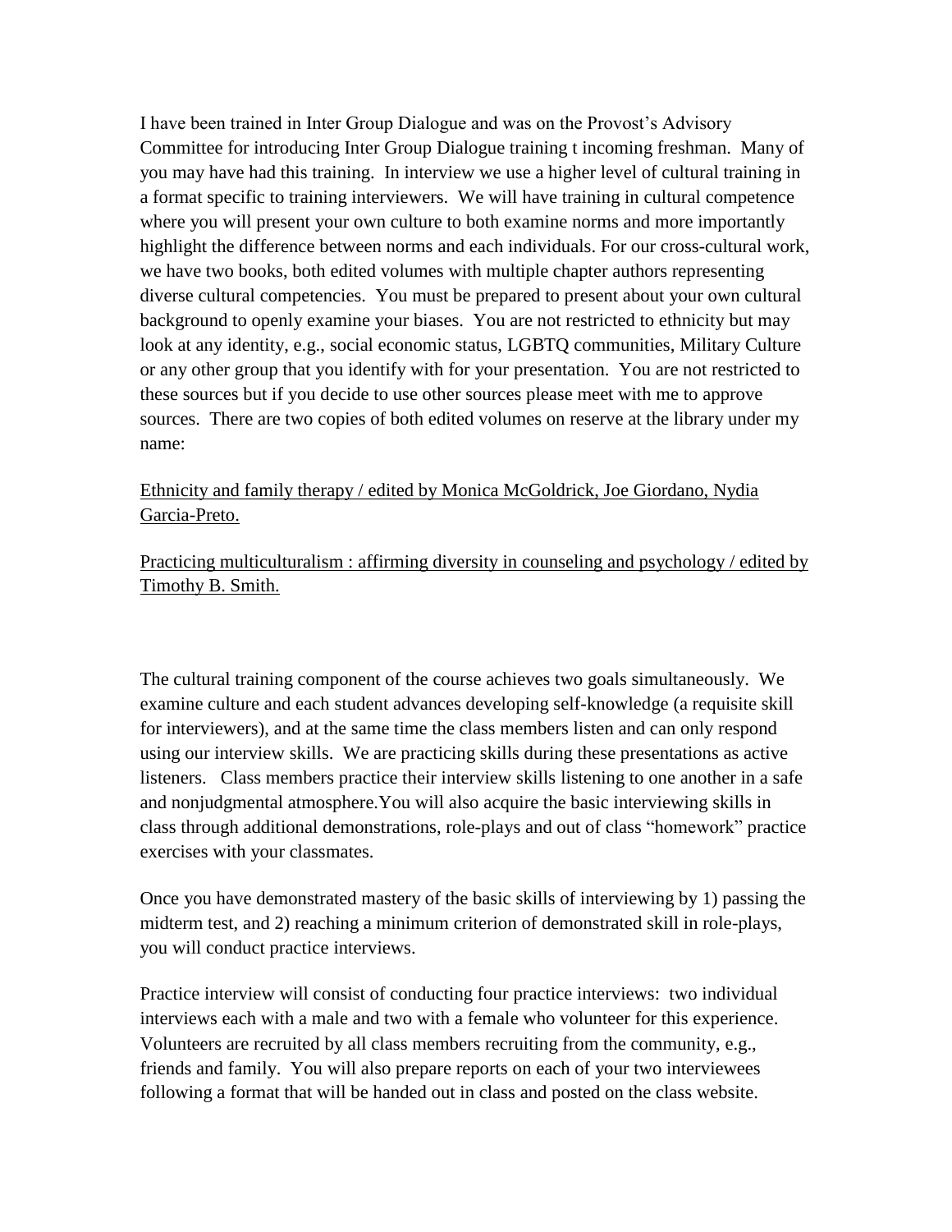I have been trained in Inter Group Dialogue and was on the Provost's Advisory Committee for introducing Inter Group Dialogue training t incoming freshman. Many of you may have had this training. In interview we use a higher level of cultural training in a format specific to training interviewers. We will have training in cultural competence where you will present your own culture to both examine norms and more importantly highlight the difference between norms and each individuals. For our cross-cultural work, we have two books, both edited volumes with multiple chapter authors representing diverse cultural competencies. You must be prepared to present about your own cultural background to openly examine your biases. You are not restricted to ethnicity but may look at any identity, e.g., social economic status, LGBTQ communities, Military Culture or any other group that you identify with for your presentation. You are not restricted to these sources but if you decide to use other sources please meet with me to approve sources. There are two copies of both edited volumes on reserve at the library under my name:

<u>Ethnicity and family therapy / edited by Monica McGoldrick, Joe Giordano, Nydia Garcia-Preto.</u>

<u>Practicing multiculturalism : affirming diversity in counseling and psychology / edited by Timothy B. Smith.</u>

The cultural training component of the course achieves two goals simultaneously. We examine culture and each student advances developing self-knowledge (a requisite skill for interviewers), and at the same time the class members listen and can only respond using our interview skills. We are practicing skills during these presentations as active listeners. Class members practice their interview skills listening to one another in a safe and nonjudgmental atmosphere.You will also acquire the basic interviewing skills in class through additional demonstrations, role-plays and out of class "homework" practice exercises with your classmates.

Once you have demonstrated mastery of the basic skills of interviewing by 1) passing the midterm test, and 2) reaching a minimum criterion of demonstrated skill in role-plays, you will conduct practice interviews.

Practice interview will consist of conducting four practice interviews: two individual interviews each with a male and two with a female who volunteer for this experience. Volunteers are recruited by all class members recruiting from the community, e.g., friends and family. You will also prepare reports on each of your two interviewees following a format that will be handed out in class and posted on the class website.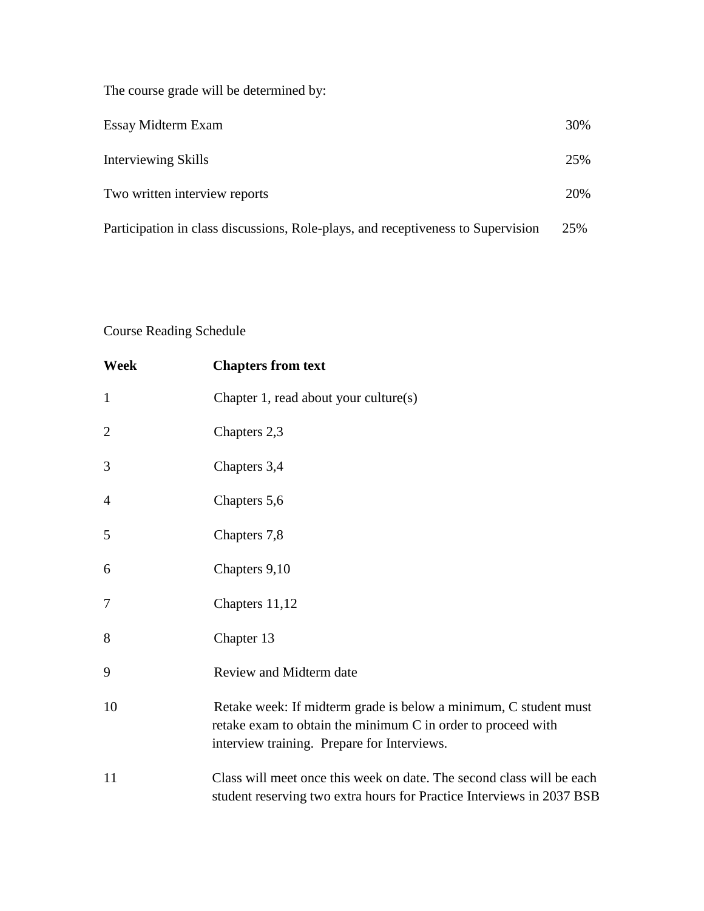The course grade will be determined by:

| | |
|---|---|
| Essay Midterm Exam | 30% |
| Interviewing Skills | 25% |
| Two written interview reports | 20% |
| Participation in class discussions, Role-plays, and receptiveness to Supervision | 25% |

Course Reading Schedule

| **Week** | **Chapters from text** |
|---|---|
| 1 | Chapter 1, read about your culture(s) |
| 2 | Chapters 2,3 |
| 3 | Chapters 3,4 |
| 4 | Chapters 5,6 |
| 5 | Chapters 7,8 |
| 6 | Chapters 9,10 |
| 7 | Chapters 11,12 |
| 8 | Chapter 13 |
| 9 | Review and Midterm date |
| 10 | Retake week: If midterm grade is below a minimum, C student must retake exam to obtain the minimum C in order to proceed with interview training. Prepare for Interviews. |
| 11 | Class will meet once this week on date. The second class will be each student reserving two extra hours for Practice Interviews in 2037 BSB |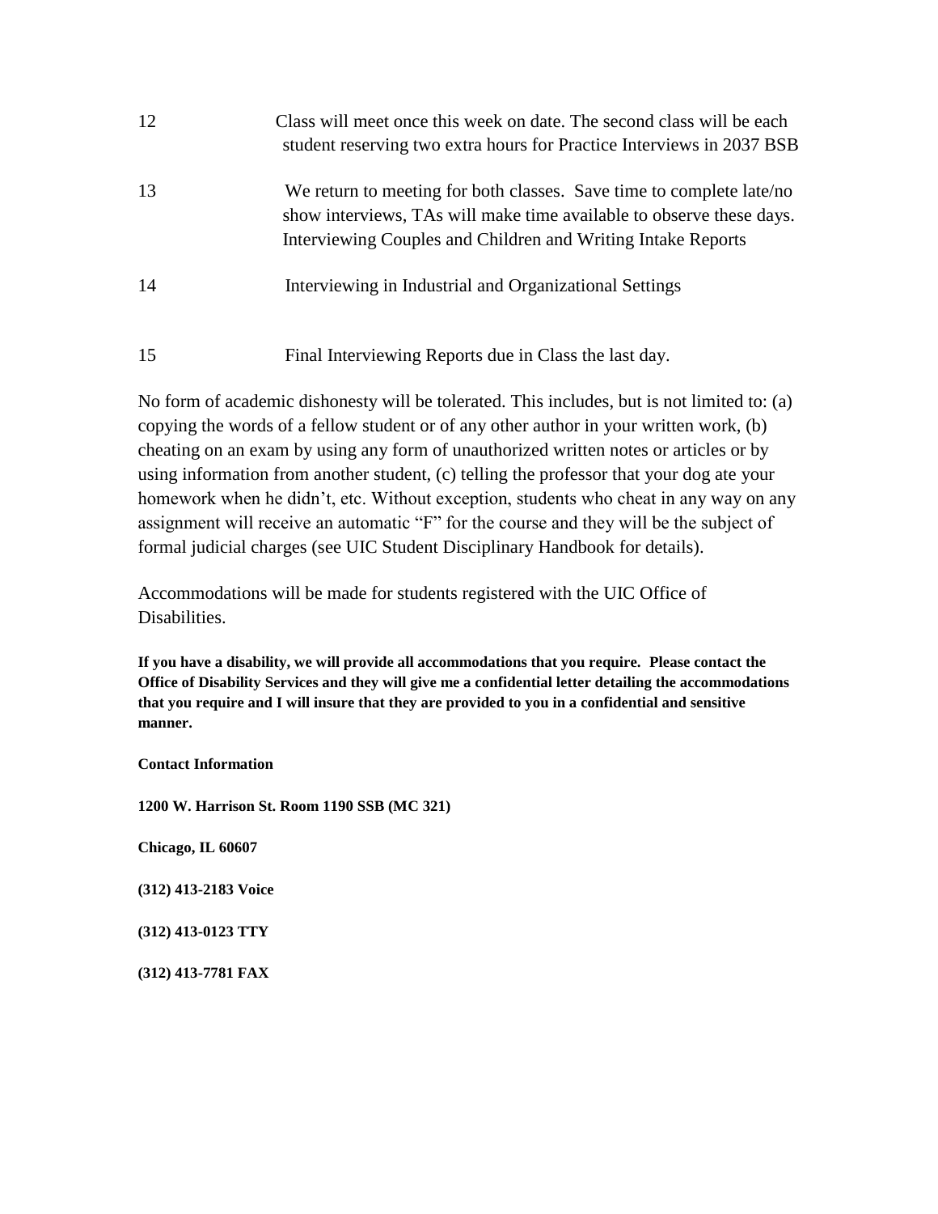| | |
|---|---|
| 12 | Class will meet once this week on date. The second class will be each student reserving two extra hours for Practice Interviews in 2037 BSB |
| 13 | We return to meeting for both classes. Save time to complete late/no show interviews, TAs will make time available to observe these days. Interviewing Couples and Children and Writing Intake Reports |
| 14 | Interviewing in Industrial and Organizational Settings |
| 15 | Final Interviewing Reports due in Class the last day. |

No form of academic dishonesty will be tolerated. This includes, but is not limited to: (a) copying the words of a fellow student or of any other author in your written work, (b) cheating on an exam by using any form of unauthorized written notes or articles or by using information from another student, (c) telling the professor that your dog ate your homework when he didn't, etc. Without exception, students who cheat in any way on any assignment will receive an automatic "F" for the course and they will be the subject of formal judicial charges (see UIC Student Disciplinary Handbook for details).

Accommodations will be made for students registered with the UIC Office of Disabilities.

**If you have a disability, we will provide all accommodations that you require. Please contact the Office of Disability Services and they will give me a confidential letter detailing the accommodations that you require and I will insure that they are provided to you in a confidential and sensitive manner.**

**Contact Information**

**1200 W. Harrison St. Room 1190 SSB (MC 321)**

**Chicago, IL 60607**

**(312) 413-2183 Voice**

**(312) 413-0123 TTY**

**(312) 413-7781 FAX**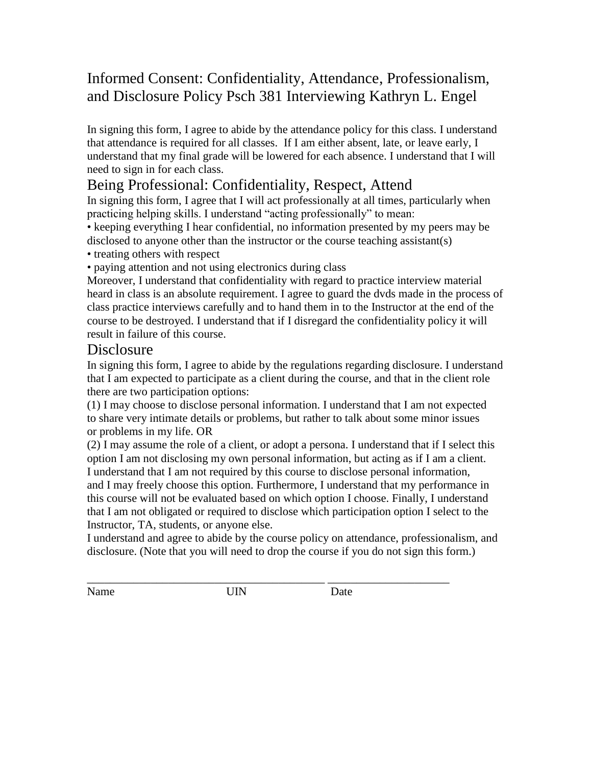# Informed Consent: Confidentiality, Attendance, Professionalism, and Disclosure Policy Psch 381 Interviewing Kathryn L. Engel

In signing this form, I agree to abide by the attendance policy for this class. I understand that attendance is required for all classes. If I am either absent, late, or leave early, I understand that my final grade will be lowered for each absence. I understand that I will need to sign in for each class.

## Being Professional: Confidentiality, Respect, Attend

In signing this form, I agree that I will act professionally at all times, particularly when practicing helping skills. I understand "acting professionally" to mean:

- keeping everything I hear confidential, no information presented by my peers may be disclosed to anyone other than the instructor or the course teaching assistant(s)
- treating others with respect
- paying attention and not using electronics during class

Moreover, I understand that confidentiality with regard to practice interview material heard in class is an absolute requirement. I agree to guard the dvds made in the process of class practice interviews carefully and to hand them in to the Instructor at the end of the course to be destroyed. I understand that if I disregard the confidentiality policy it will result in failure of this course.

## Disclosure

In signing this form, I agree to abide by the regulations regarding disclosure. I understand that I am expected to participate as a client during the course, and that in the client role there are two participation options:

(1) I may choose to disclose personal information. I understand that I am not expected to share very intimate details or problems, but rather to talk about some minor issues or problems in my life. OR

(2) I may assume the role of a client, or adopt a persona. I understand that if I select this option I am not disclosing my own personal information, but acting as if I am a client.

I understand that I am not required by this course to disclose personal information, and I may freely choose this option. Furthermore, I understand that my performance in this course will not be evaluated based on which option I choose. Finally, I understand that I am not obligated or required to disclose which participation option I select to the Instructor, TA, students, or anyone else.

I understand and agree to abide by the course policy on attendance, professionalism, and disclosure. (Note that you will need to drop the course if you do not sign this form.)

\_\_\_\_\_\_\_\_\_\_\_\_\_\_\_\_\_\_\_\_\_\_\_\_\_\_\_\_\_\_\_\_\_\_\_\_\_\_\_\_ \_\_\_\_\_\_\_\_\_\_\_\_\_\_\_\_\_\_\_\_\_

Name UIN Date